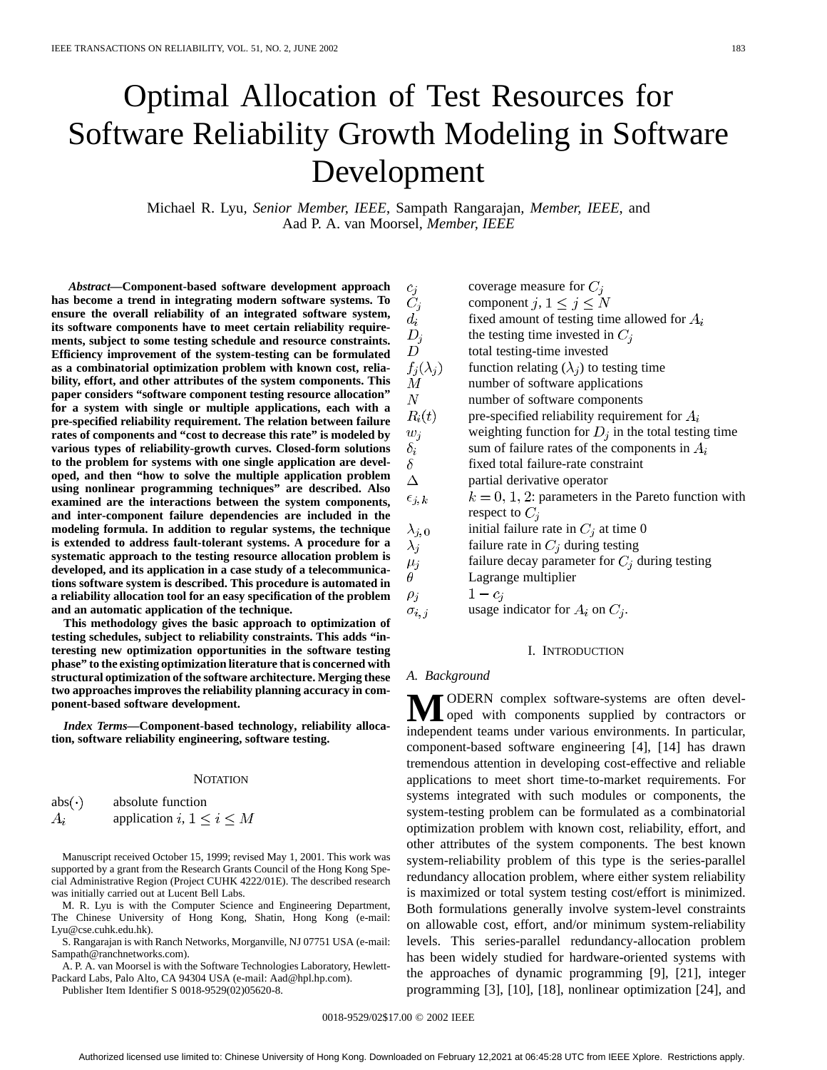# Optimal Allocation of Test Resources for Software Reliability Growth Modeling in Software Development

Michael R. Lyu, *Senior Member, IEEE*, Sampath Rangarajan, *Member, IEEE*, and Aad P. A. van Moorsel, *Member, IEEE*

***Abstract*—Component-based software development approach has become a trend in integrating modern software systems. To ensure the overall reliability of an integrated software system, its software components have to meet certain reliability requirements, subject to some testing schedule and resource constraints. Efficiency improvement of the system-testing can be formulated as a combinatorial optimization problem with known cost, reliability, effort, and other attributes of the system components. This paper considers "software component testing resource allocation" for a system with single or multiple applications, each with a pre-specified reliability requirement. The relation between failure rates of components and "cost to decrease this rate" is modeled by various types of reliability-growth curves. Closed-form solutions to the problem for systems with one single application are developed, and then "how to solve the multiple application problem using nonlinear programming techniques" are described. Also examined are the interactions between the system components, and inter-component failure dependencies are included in the modeling formula. In addition to regular systems, the technique is extended to address fault-tolerant systems. A procedure for a systematic approach to the testing resource allocation problem is developed, and its application in a case study of a telecommunications software system is described. This procedure is automated in a reliability allocation tool for an easy specification of the problem and an automatic application of the technique.**

**This methodology gives the basic approach to optimization of testing schedules, subject to reliability constraints. This adds "interesting new optimization opportunities in the software testing phase" to the existing optimization literature that is concerned with structural optimization of the software architecture. Merging these two approaches improves the reliability planning accuracy in component-based software development.**

***Index Terms*—Component-based technology, reliability allocation, software reliability engineering, software testing.**

## NOTATION

| | |
|---|---|
| $\text{abs}(\cdot)$ | absolute function |
| $A_i$ | application $i$, $1 \leq i \leq M$ |
| $c_j$ | coverage measure for $C_j$ |
| $C_j$ | component $j$, $1 \leq j \leq N$ |
| $d_i$ | fixed amount of testing time allowed for $A_i$ |
| $D_j$ | the testing time invested in $C_j$ |
| $D$ | total testing-time invested |
| $f_j(\lambda_j)$ | function relating ($\lambda_j$) to testing time |
| $M$ | number of software applications |
| $N$ | number of software components |
| $R_i(t)$ | pre-specified reliability requirement for $A_i$ |
| $w_j$ | weighting function for $D_j$ in the total testing time |
| $\delta_i$ | sum of failure rates of the components in $A_i$ |
| $\delta$ | fixed total failure-rate constraint |
| $\Delta$ | partial derivative operator |
| $\epsilon_{j,k}$ | $k = 0, 1, 2$: parameters in the Pareto function with respect to $C_j$ |
| $\lambda_{j,0}$ | initial failure rate in $C_j$ at time 0 |
| $\lambda_j$ | failure rate in $C_j$ during testing |
| $\mu_j$ | failure decay parameter for $C_j$ during testing |
| $\theta$ | Lagrange multiplier |
| $\rho_j$ | $1 - c_j$ |
| $\sigma_{i,j}$ | usage indicator for $A_i$ on $C_j$. |

Manuscript received October 15, 1999; revised May 1, 2001. This work was supported by a grant from the Research Grants Council of the Hong Kong Special Administrative Region (Project CUHK 4222/01E). The described research was initially carried out at Lucent Bell Labs.

M. R. Lyu is with the Computer Science and Engineering Department, The Chinese University of Hong Kong, Shatin, Hong Kong (e-mail: Lyu@cse.cuhk.edu.hk).

S. Rangarajan is with Ranch Networks, Morganville, NJ 07751 USA (e-mail: Sampath@ranchnetworks.com).

A. P. A. van Moorsel is with the Software Technologies Laboratory, Hewlett-Packard Labs, Palo Alto, CA 94304 USA (e-mail: Aad@hpl.hp.com).

Publisher Item Identifier S 0018-9529(02)05620-8.

## I. INTRODUCTION

### A. Background

Modern complex software-systems are often developed with components supplied by contractors or independent teams under various environments. In particular, component-based software engineering [4], [14] has drawn tremendous attention in developing cost-effective and reliable applications to meet short time-to-market requirements. For systems integrated with such modules or components, the system-testing problem can be formulated as a combinatorial optimization problem with known cost, reliability, effort, and other attributes of the system components. The best known system-reliability problem of this type is the series-parallel redundancy allocation problem, where either system reliability is maximized or total system testing cost/effort is minimized. Both formulations generally involve system-level constraints on allowable cost, effort, and/or minimum system-reliability levels. This series-parallel redundancy-allocation problem has been widely studied for hardware-oriented systems with the approaches of dynamic programming [9], [21], integer programming [3], [10], [18], nonlinear optimization [24], and

0018-9529/02$17.00 © 2002 IEEE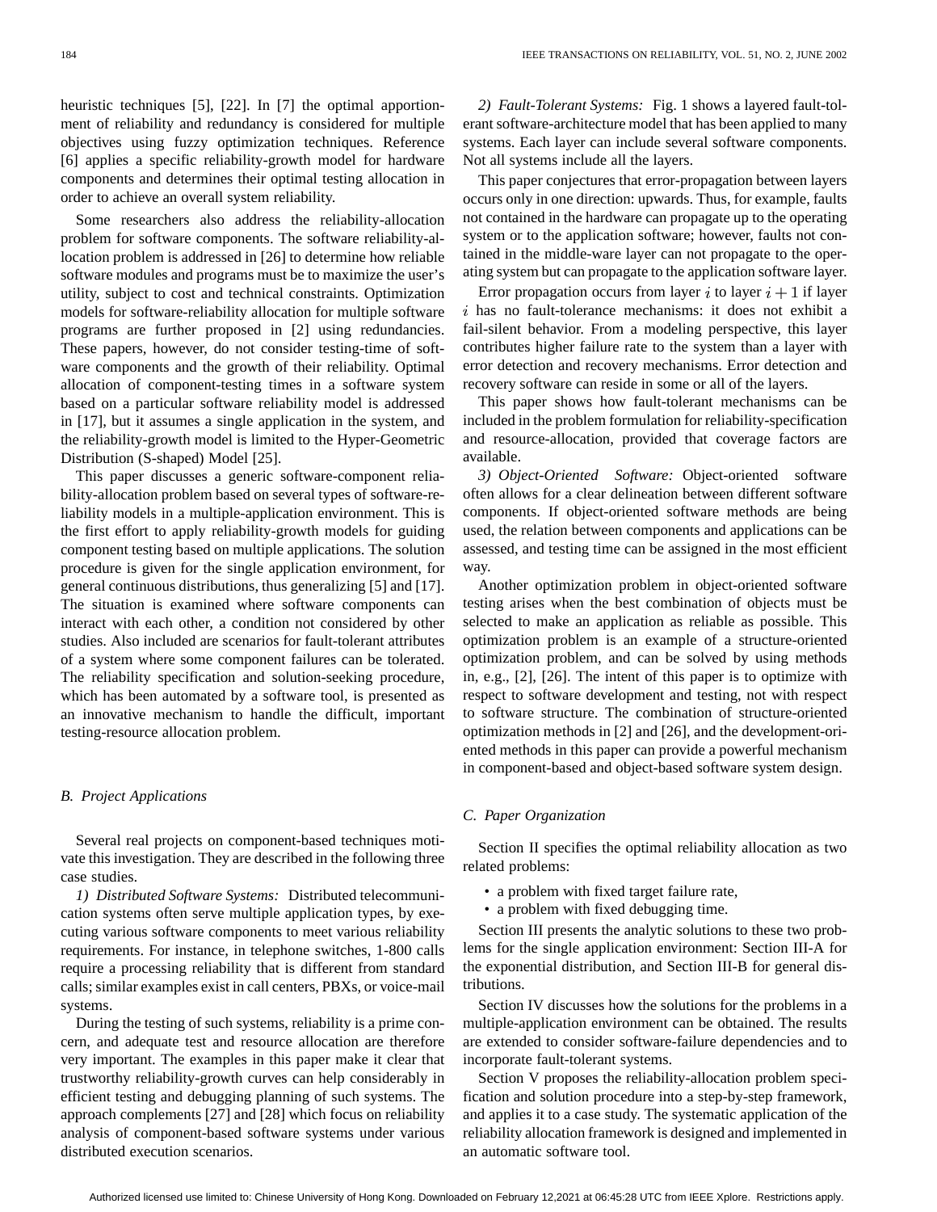heuristic techniques [5], [22]. In [7] the optimal apportionment of reliability and redundancy is considered for multiple objectives using fuzzy optimization techniques. Reference [6] applies a specific reliability-growth model for hardware components and determines their optimal testing allocation in order to achieve an overall system reliability.

Some researchers also address the reliability-allocation problem for software components. The software reliability-allocation problem is addressed in [26] to determine how reliable software modules and programs must be to maximize the user's utility, subject to cost and technical constraints. Optimization models for software-reliability allocation for multiple software programs are further proposed in [2] using redundancies. These papers, however, do not consider testing-time of software components and the growth of their reliability. Optimal allocation of component-testing times in a software system based on a particular software reliability model is addressed in [17], but it assumes a single application in the system, and the reliability-growth model is limited to the Hyper-Geometric Distribution (S-shaped) Model [25].

This paper discusses a generic software-component reliability-allocation problem based on several types of software-reliability models in a multiple-application environment. This is the first effort to apply reliability-growth models for guiding component testing based on multiple applications. The solution procedure is given for the single application environment, for general continuous distributions, thus generalizing [5] and [17]. The situation is examined where software components can interact with each other, a condition not considered by other studies. Also included are scenarios for fault-tolerant attributes of a system where some component failures can be tolerated. The reliability specification and solution-seeking procedure, which has been automated by a software tool, is presented as an innovative mechanism to handle the difficult, important testing-resource allocation problem.

### B. Project Applications

Several real projects on component-based techniques motivate this investigation. They are described in the following three case studies.

*1) Distributed Software Systems:* Distributed telecommunication systems often serve multiple application types, by executing various software components to meet various reliability requirements. For instance, in telephone switches, 1-800 calls require a processing reliability that is different from standard calls; similar examples exist in call centers, PBXs, or voice-mail systems.

During the testing of such systems, reliability is a prime concern, and adequate test and resource allocation are therefore very important. The examples in this paper make it clear that trustworthy reliability-growth curves can help considerably in efficient testing and debugging planning of such systems. The approach complements [27] and [28] which focus on reliability analysis of component-based software systems under various distributed execution scenarios.

*2) Fault-Tolerant Systems:* Fig. 1 shows a layered fault-tolerant software-architecture model that has been applied to many systems. Each layer can include several software components. Not all systems include all the layers.

This paper conjectures that error-propagation between layers occurs only in one direction: upwards. Thus, for example, faults not contained in the hardware can propagate up to the operating system or to the application software; however, faults not contained in the middle-ware layer can not propagate to the operating system but can propagate to the application software layer.

Error propagation occurs from layer $i$ to layer $i+1$ if layer $i$ has no fault-tolerance mechanisms: it does not exhibit a fail-silent behavior. From a modeling perspective, this layer contributes higher failure rate to the system than a layer with error detection and recovery mechanisms. Error detection and recovery software can reside in some or all of the layers.

This paper shows how fault-tolerant mechanisms can be included in the problem formulation for reliability-specification and resource-allocation, provided that coverage factors are available.

*3) Object-Oriented Software:* Object-oriented software often allows for a clear delineation between different software components. If object-oriented software methods are being used, the relation between components and applications can be assessed, and testing time can be assigned in the most efficient way.

Another optimization problem in object-oriented software testing arises when the best combination of objects must be selected to make an application as reliable as possible. This optimization problem is an example of a structure-oriented optimization problem, and can be solved by using methods in, e.g., [2], [26]. The intent of this paper is to optimize with respect to software development and testing, not with respect to software structure. The combination of structure-oriented optimization methods in [2] and [26], and the development-oriented methods in this paper can provide a powerful mechanism in component-based and object-based software system design.

### C. Paper Organization

Section II specifies the optimal reliability allocation as two related problems:

- a problem with fixed target failure rate,
- a problem with fixed debugging time.

Section III presents the analytic solutions to these two problems for the single application environment: Section III-A for the exponential distribution, and Section III-B for general distributions.

Section IV discusses how the solutions for the problems in a multiple-application environment can be obtained. The results are extended to consider software-failure dependencies and to incorporate fault-tolerant systems.

Section V proposes the reliability-allocation problem specification and solution procedure into a step-by-step framework, and applies it to a case study. The systematic application of the reliability allocation framework is designed and implemented in an automatic software tool.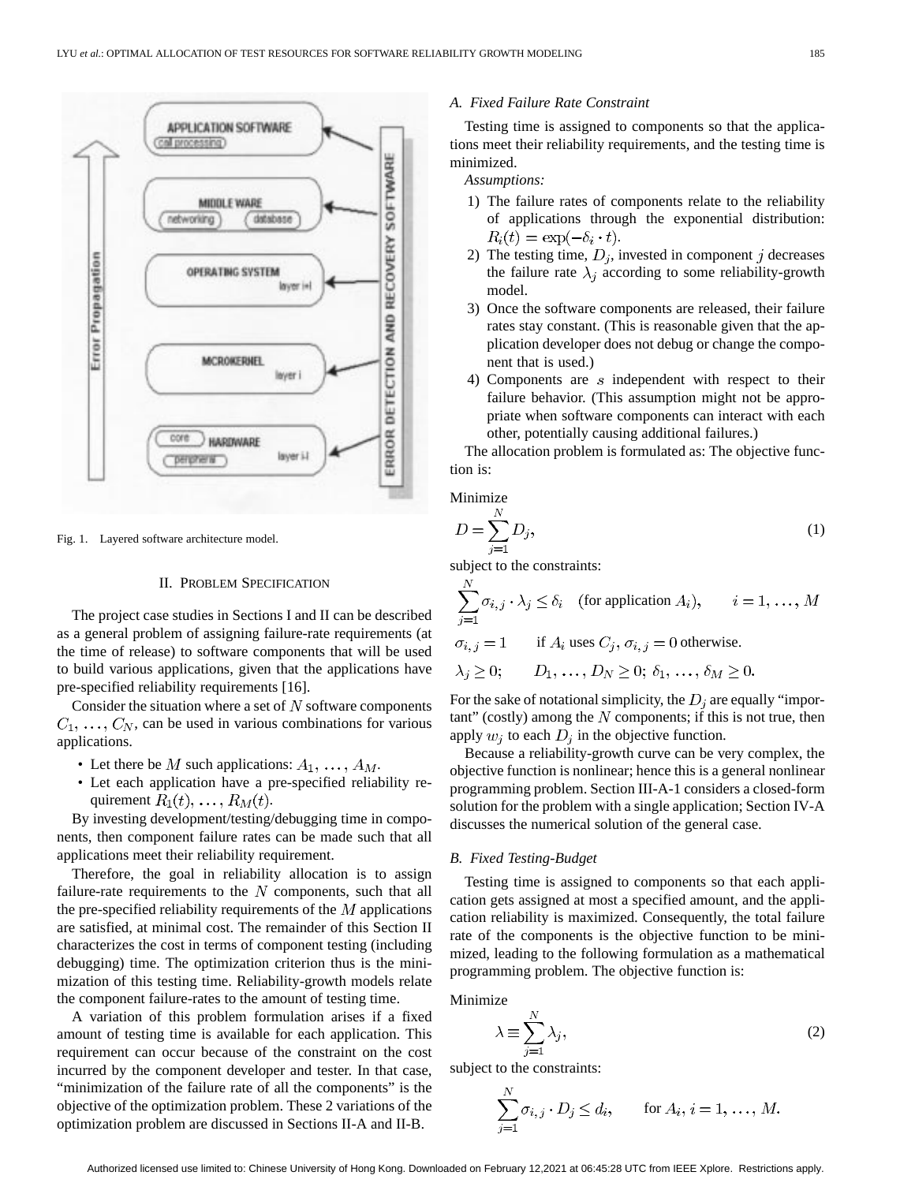Fig. 1. Layered software architecture model.

## II. Problem Specification

The project case studies in Sections I and II can be described as a general problem of assigning failure-rate requirements (at the time of release) to software components that will be used to build various applications, given that the applications have pre-specified reliability requirements [16].

Consider the situation where a set of $N$ software components $C_1, \ldots, C_N$, can be used in various combinations for various applications.

- Let there be $M$ such applications: $A_1, \ldots, A_M$.
- Let each application have a pre-specified reliability requirement $R_1(t), \ldots, R_M(t)$.

By investing development/testing/debugging time in components, then component failure rates can be made such that all applications meet their reliability requirement.

Therefore, the goal in reliability allocation is to assign failure-rate requirements to the $N$ components, such that all the pre-specified reliability requirements of the $M$ applications are satisfied, at minimal cost. The remainder of this Section II characterizes the cost in terms of component testing (including debugging) time. The optimization criterion thus is the minimization of this testing time. Reliability-growth models relate the component failure-rates to the amount of testing time.

A variation of this problem formulation arises if a fixed amount of testing time is available for each application. This requirement can occur because of the constraint on the cost incurred by the component developer and tester. In that case, "minimization of the failure rate of all the components" is the objective of the optimization problem. These 2 variations of the optimization problem are discussed in Sections II-A and II-B.

### A. Fixed Failure Rate Constraint

Testing time is assigned to components so that the applications meet their reliability requirements, and the testing time is minimized.

*Assumptions:*

1) The failure rates of components relate to the reliability of applications through the exponential distribution: $R_i(t) = \exp(-\delta_i \cdot t)$.
2) The testing time, $D_j$, invested in component $j$ decreases the failure rate $\lambda_j$ according to some reliability-growth model.
3) Once the software components are released, their failure rates stay constant. (This is reasonable given that the application developer does not debug or change the component that is used.)
4) Components are $s$ independent with respect to their failure behavior. (This assumption might not be appropriate when software components can interact with each other, potentially causing additional failures.)

The allocation problem is formulated as: The objective function is:

Minimize

$$D = \sum_{j=1}^{N} D_j, \tag{1}$$

subject to the constraints:

$$\sum_{j=1}^{N} \sigma_{i,j} \cdot \lambda_j \le \delta_i \quad \text{(for application } A_i\text{)}, \qquad i = 1, \ldots, M$$

$$\sigma_{i,j} = 1 \qquad \text{if } A_i \text{ uses } C_j,\ \sigma_{i,j} = 0 \text{ otherwise.}$$

$$\lambda_j \ge 0; \qquad D_1, \ldots, D_N \ge 0;\ \delta_1, \ldots, \delta_M \ge 0.$$

For the sake of notational simplicity, the $D_j$ are equally "important" (costly) among the $N$ components; if this is not true, then apply $w_j$ to each $D_j$ in the objective function.

Because a reliability-growth curve can be very complex, the objective function is nonlinear; hence this is a general nonlinear programming problem. Section III-A-1 considers a closed-form solution for the problem with a single application; Section IV-A discusses the numerical solution of the general case.

### B. Fixed Testing-Budget

Testing time is assigned to components so that each application gets assigned at most a specified amount, and the application reliability is maximized. Consequently, the total failure rate of the components is the objective function to be minimized, leading to the following formulation as a mathematical programming problem. The objective function is:

Minimize

$$\lambda \equiv \sum_{j=1}^{N} \lambda_j, \tag{2}$$

subject to the constraints:

$$\sum_{j=1}^{N} \sigma_{i,j} \cdot D_j \le d_i, \qquad \text{for } A_i,\ i = 1, \ldots, M.$$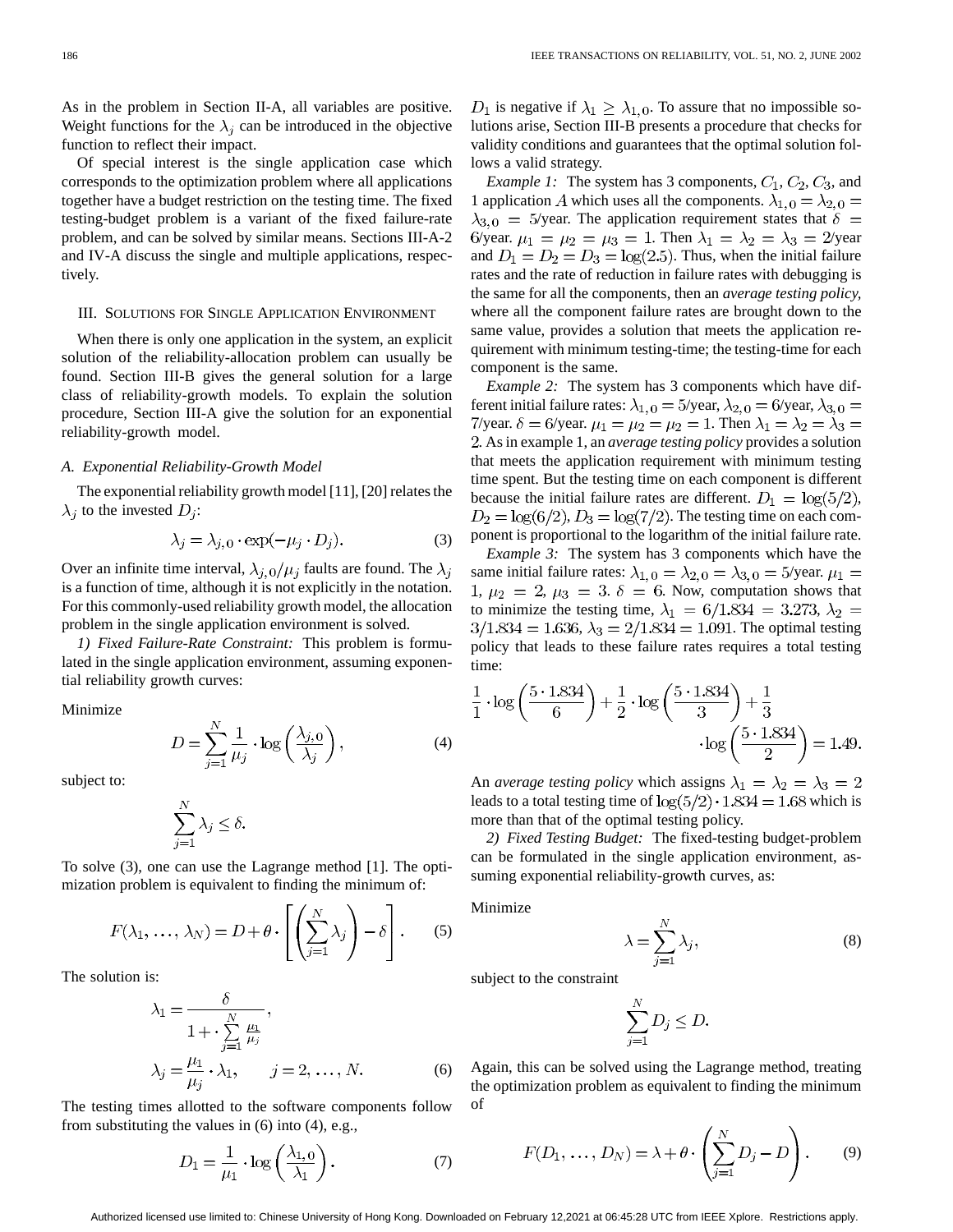As in the problem in Section II-A, all variables are positive. Weight functions for the $\lambda_j$ can be introduced in the objective function to reflect their impact.

Of special interest is the single application case which corresponds to the optimization problem where all applications together have a budget restriction on the testing time. The fixed testing-budget problem is a variant of the fixed failure-rate problem, and can be solved by similar means. Sections III-A-2 and IV-A discuss the single and multiple applications, respectively.

## III. Solutions for Single Application Environment

When there is only one application in the system, an explicit solution of the reliability-allocation problem can usually be found. Section III-B gives the general solution for a large class of reliability-growth models. To explain the solution procedure, Section III-A give the solution for an exponential reliability-growth model.

### *A. Exponential Reliability-Growth Model*

The exponential reliability growth model [11], [20] relates the $\lambda_j$ to the invested $D_j$:

$$\lambda_j = \lambda_{j,0} \cdot \exp(-\mu_j \cdot D_j). \tag{3}$$

Over an infinite time interval, $\lambda_{j,0}/\mu_j$ faults are found. The $\lambda_j$ is a function of time, although it is not explicitly in the notation. For this commonly-used reliability growth model, the allocation problem in the single application environment is solved.

*1) Fixed Failure-Rate Constraint:* This problem is formulated in the single application environment, assuming exponential reliability growth curves:

Minimize

$$D = \sum_{j=1}^{N} \frac{1}{\mu_j} \cdot \log\left(\frac{\lambda_{j,0}}{\lambda_j}\right), \tag{4}$$

subject to:

$$\sum_{j=1}^{N} \lambda_j \leq \delta.$$

To solve (3), one can use the Lagrange method [1]. The optimization problem is equivalent to finding the minimum of:

$$F(\lambda_1, \ldots, \lambda_N) = D + \theta \cdot \left[\left(\sum_{j=1}^{N} \lambda_j\right) - \delta\right]. \tag{5}$$

The solution is:

$$\lambda_1 = \frac{\delta}{1 + \cdot \sum_{j=1}^{N} \frac{\mu_1}{\mu_j}},$$

$$\lambda_j = \frac{\mu_1}{\mu_j} \cdot \lambda_1, \qquad j = 2, \ldots, N. \tag{6}$$

The testing times allotted to the software components follow from substituting the values in (6) into (4), e.g.,

$$D_1 = \frac{1}{\mu_1} \cdot \log\left(\frac{\lambda_{1,0}}{\lambda_1}\right). \tag{7}$$

$D_1$ is negative if $\lambda_1 \geq \lambda_{1,0}$. To assure that no impossible solutions arise, Section III-B presents a procedure that checks for validity conditions and guarantees that the optimal solution follows a valid strategy.

*Example 1:* The system has 3 components, $C_1, C_2, C_3$, and 1 application $A$ which uses all the components. $\lambda_{1,0} = \lambda_{2,0} = \lambda_{3,0} = 5$/year. The application requirement states that $\delta = 6$/year. $\mu_1 = \mu_2 = \mu_3 = 1$. Then $\lambda_1 = \lambda_2 = \lambda_3 = 2$/year and $D_1 = D_2 = D_3 = \log(2.5)$. Thus, when the initial failure rates and the rate of reduction in failure rates with debugging is the same for all the components, then an *average testing policy*, where all the component failure rates are brought down to the same value, provides a solution that meets the application requirement with minimum testing-time; the testing-time for each component is the same.

*Example 2:* The system has 3 components which have different initial failure rates: $\lambda_{1,0} = 5$/year, $\lambda_{2,0} = 6$/year, $\lambda_{3,0} = 7$/year. $\delta = 6$/year. $\mu_1 = \mu_2 = \mu_2 = 1$. Then $\lambda_1 = \lambda_2 = \lambda_3 = 2$. As in example 1, an *average testing policy* provides a solution that meets the application requirement with minimum testing time spent. But the testing time on each component is different because the initial failure rates are different. $D_1 = \log(5/2)$, $D_2 = \log(6/2)$, $D_3 = \log(7/2)$. The testing time on each component is proportional to the logarithm of the initial failure rate.

*Example 3:* The system has 3 components which have the same initial failure rates: $\lambda_{1,0} = \lambda_{2,0} = \lambda_{3,0} = 5$/year. $\mu_1 = 1$, $\mu_2 = 2$, $\mu_3 = 3$. $\delta = 6$. Now, computation shows that to minimize the testing time, $\lambda_1 = 6/1.834 = 3.273$, $\lambda_2 = 3/1.834 = 1.636$, $\lambda_3 = 2/1.834 = 1.091$. The optimal testing policy that leads to these failure rates requires a total testing time:

$$\frac{1}{1} \cdot \log\left(\frac{5 \cdot 1.834}{6}\right) + \frac{1}{2} \cdot \log\left(\frac{5 \cdot 1.834}{3}\right) + \frac{1}{3} \cdot \log\left(\frac{5 \cdot 1.834}{2}\right) = 1.49.$$

An *average testing policy* which assigns $\lambda_1 = \lambda_2 = \lambda_3 = 2$ leads to a total testing time of $\log(5/2) \cdot 1.834 = 1.68$ which is more than that of the optimal testing policy.

*2) Fixed Testing Budget:* The fixed-testing budget-problem can be formulated in the single application environment, assuming exponential reliability-growth curves, as:

Minimize

$$\lambda = \sum_{j=1}^{N} \lambda_j, \tag{8}$$

subject to the constraint

$$\sum_{j=1}^{N} D_j \leq D.$$

Again, this can be solved using the Lagrange method, treating the optimization problem as equivalent to finding the minimum of

$$F(D_1, \ldots, D_N) = \lambda + \theta \cdot \left(\sum_{j=1}^{N} D_j - D\right). \tag{9}$$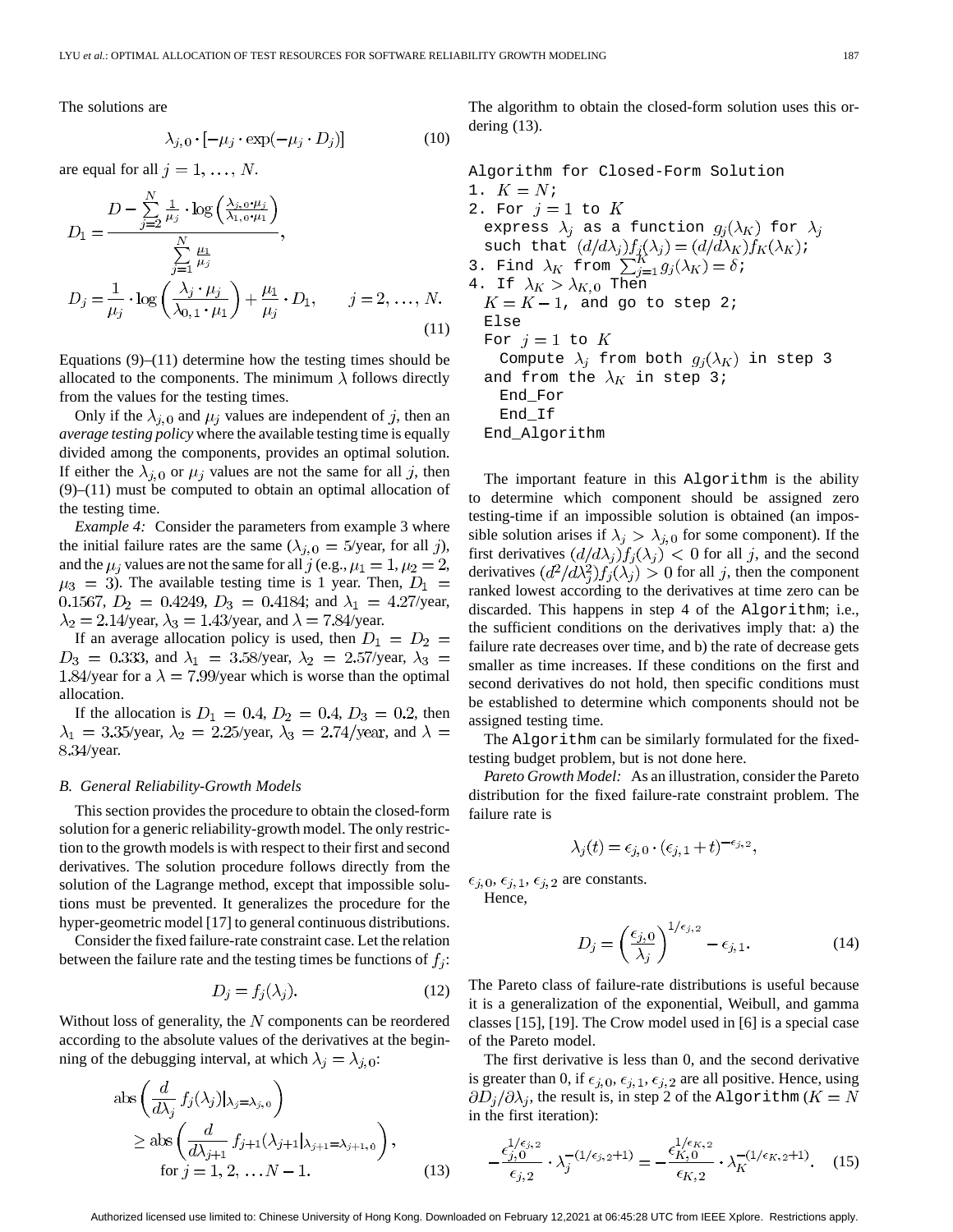The solutions are

$$\lambda_{j,0} \cdot [-\mu_j \cdot \exp(-\mu_j \cdot D_j)] \tag{10}$$

are equal for all $j = 1, \ldots, N$.

$$D_1 = \frac{D - \sum_{j=2}^{N} \frac{1}{\mu_j} \cdot \log\left(\frac{\lambda_{j,0} \cdot \mu_j}{\lambda_{1,0} \cdot \mu_1}\right)}{\sum_{j=1}^{N} \frac{\mu_1}{\mu_j}},$$

$$D_j = \frac{1}{\mu_j} \cdot \log\left(\frac{\lambda_j \cdot \mu_j}{\lambda_{0,1} \cdot \mu_1}\right) + \frac{\mu_1}{\mu_j} \cdot D_1, \qquad j = 2, \ldots, N. \tag{11}$$

Equations (9)–(11) determine how the testing times should be allocated to the components. The minimum $\lambda$ follows directly from the values for the testing times.

Only if the $\lambda_{j,0}$ and $\mu_j$ values are independent of $j$, then an *average testing policy* where the available testing time is equally divided among the components, provides an optimal solution. If either the $\lambda_{j,0}$ or $\mu_j$ values are not the same for all $j$, then (9)–(11) must be computed to obtain an optimal allocation of the testing time.

*Example 4:* Consider the parameters from example 3 where the initial failure rates are the same ($\lambda_{j,0} = 5$/year, for all $j$), and the $\mu_j$ values are not the same for all $j$ (e.g., $\mu_1 = 1, \mu_2 = 2, \mu_3 = 3$). The available testing time is 1 year. Then, $D_1 = 0.1567$, $D_2 = 0.4249$, $D_3 = 0.4184$; and $\lambda_1 = 4.27$/year, $\lambda_2 = 2.14$/year, $\lambda_3 = 1.43$/year, and $\lambda = 7.84$/year.

If an average allocation policy is used, then $D_1 = D_2 = D_3 = 0.333$, and $\lambda_1 = 3.58$/year, $\lambda_2 = 2.57$/year, $\lambda_3 = 1.84$/year for a $\lambda = 7.99$/year which is worse than the optimal allocation.

If the allocation is $D_1 = 0.4$, $D_2 = 0.4$, $D_3 = 0.2$, then $\lambda_1 = 3.35$/year, $\lambda_2 = 2.25$/year, $\lambda_3 = 2.74$/year, and $\lambda = 8.34$/year.

### B. General Reliability-Growth Models

This section provides the procedure to obtain the closed-form solution for a generic reliability-growth model. The only restriction to the growth models is with respect to their first and second derivatives. The solution procedure follows directly from the solution of the Lagrange method, except that impossible solutions must be prevented. It generalizes the procedure for the hyper-geometric model [17] to general continuous distributions.

Consider the fixed failure-rate constraint case. Let the relation between the failure rate and the testing times be functions of $f_j$:

$$D_j = f_j(\lambda_j). \tag{12}$$

Without loss of generality, the $N$ components can be reordered according to the absolute values of the derivatives at the beginning of the debugging interval, at which $\lambda_j = \lambda_{j,0}$:

$$\text{abs}\left(\frac{d}{d\lambda_j} f_j(\lambda_j)|_{\lambda_j=\lambda_{j,0}}\right) \geq \text{abs}\left(\frac{d}{d\lambda_{j+1}} f_{j+1}(\lambda_{j+1}|_{\lambda_{j+1}=\lambda_{j+1,0}}\right), \quad \text{for } j = 1, 2, \ldots N-1. \tag{13}$$

The algorithm to obtain the closed-form solution uses this ordering (13).

```
Algorithm for Closed-Form Solution
1. K = N;
2. For j = 1 to K
   express λ_j as a function g_j(λ_K) for λ_j
   such that (d/dλ_j)f_j(λ_j) = (d/dλ_K)f_K(λ_K);
3. Find λ_K from Σ_{j=1}^{K} g_j(λ_K) = δ;
4. If λ_K > λ_{K,0} Then
   K = K − 1, and go to step 2;
   Else
   For j = 1 to K
     Compute λ_j from both g_j(λ_K) in step 3
   and from the λ_K in step 3;
     End_For
     End_If
   End_Algorithm
```

The important feature in this Algorithm is the ability to determine which component should be assigned zero testing-time if an impossible solution is obtained (an impossible solution arises if $\lambda_j > \lambda_{j,0}$ for some component). If the first derivatives $(d/d\lambda_j)f_j(\lambda_j) < 0$ for all $j$, and the second derivatives $(d^2/d\lambda_j^2)f_j(\lambda_j) > 0$ for all $j$, then the component ranked lowest according to the derivatives at time zero can be discarded. This happens in step 4 of the Algorithm; i.e., the sufficient conditions on the derivatives imply that: a) the failure rate decreases over time, and b) the rate of decrease gets smaller as time increases. If these conditions on the first and second derivatives do not hold, then specific conditions must be established to determine which components should not be assigned testing time.

The Algorithm can be similarly formulated for the fixed-testing budget problem, but is not done here.

*Pareto Growth Model:* As an illustration, consider the Pareto distribution for the fixed failure-rate constraint problem. The failure rate is

$$\lambda_j(t) = \epsilon_{j,0} \cdot (\epsilon_{j,1} + t)^{-\epsilon_{j,2}},$$

$\epsilon_{j,0}$, $\epsilon_{j,1}$, $\epsilon_{j,2}$ are constants.

Hence,

$$D_j = \left(\frac{\epsilon_{j,0}}{\lambda_j}\right)^{1/\epsilon_{j,2}} - \epsilon_{j,1}. \tag{14}$$

The Pareto class of failure-rate distributions is useful because it is a generalization of the exponential, Weibull, and gamma classes [15], [19]. The Crow model used in [6] is a special case of the Pareto model.

The first derivative is less than 0, and the second derivative is greater than 0, if $\epsilon_{j,0}$, $\epsilon_{j,1}$, $\epsilon_{j,2}$ are all positive. Hence, using $\partial D_j/\partial\lambda_j$, the result is, in step 2 of the Algorithm ($K = N$ in the first iteration):

$$-\frac{\epsilon_{j,0}^{1/\epsilon_{j,2}}}{\epsilon_{j,2}} \cdot \lambda_j^{-(1/\epsilon_{j,2}+1)} = -\frac{\epsilon_{K,0}^{1/\epsilon_{K,2}}}{\epsilon_{K,2}} \cdot \lambda_K^{-(1/\epsilon_{K,2}+1)}. \tag{15}$$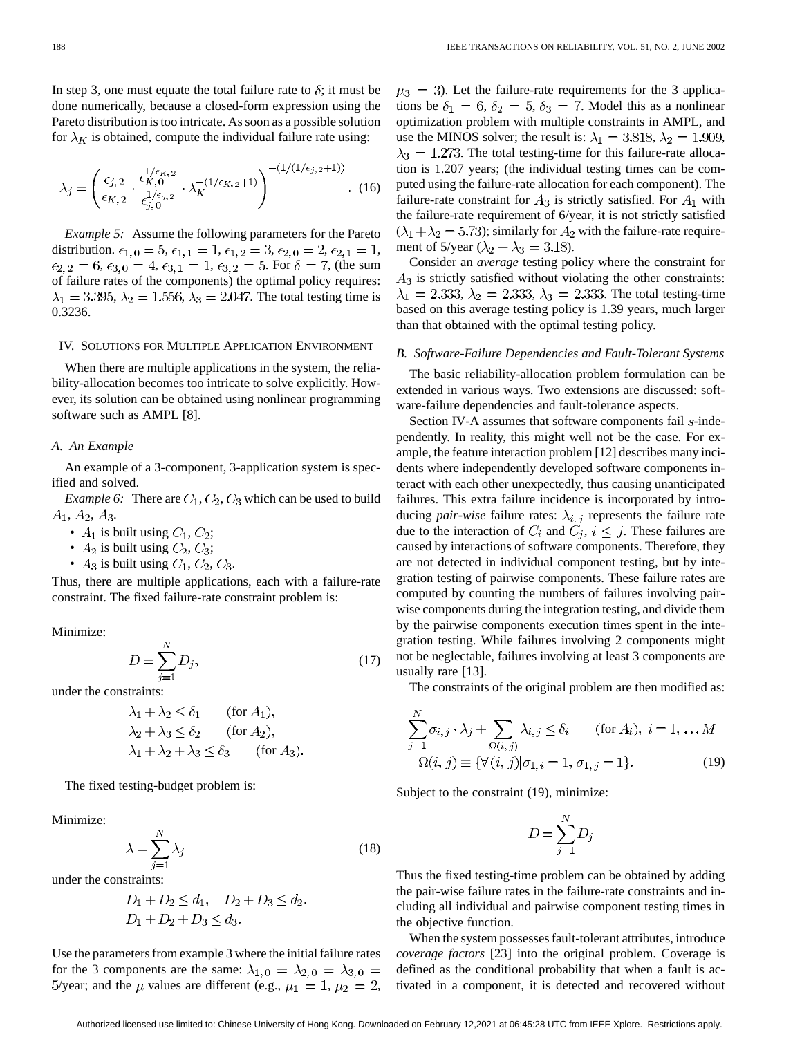In step 3, one must equate the total failure rate to $\delta$; it must be done numerically, because a closed-form expression using the Pareto distribution is too intricate. As soon as a possible solution for $\lambda_K$ is obtained, compute the individual failure rate using:

$$\lambda_j = \left( \frac{\epsilon_{j,2}}{\epsilon_{K,2}} \cdot \frac{\epsilon_{K,0}^{1/\epsilon_{K,2}}}{\epsilon_{j,0}^{1/\epsilon_{j,2}}} \cdot \lambda_K^{-(1/\epsilon_{K,2}+1)} \right)^{-(1/(1/\epsilon_{j,2}+1))}. \quad (16)$$

*Example 5:* Assume the following parameters for the Pareto distribution. $\epsilon_{1,0} = 5$, $\epsilon_{1,1} = 1$, $\epsilon_{1,2} = 3$, $\epsilon_{2,0} = 2$, $\epsilon_{2,1} = 1$, $\epsilon_{2,2} = 6$, $\epsilon_{3,0} = 4$, $\epsilon_{3,1} = 1$, $\epsilon_{3,2} = 5$. For $\delta = 7$, (the sum of failure rates of the components) the optimal policy requires: $\lambda_1 = 3.395$, $\lambda_2 = 1.556$, $\lambda_3 = 2.047$. The total testing time is 0.3236.

## IV. Solutions for Multiple Application Environment

When there are multiple applications in the system, the reliability-allocation becomes too intricate to solve explicitly. However, its solution can be obtained using nonlinear programming software such as AMPL [8].

### A. An Example

An example of a 3-component, 3-application system is specified and solved.

*Example 6:* There are $C_1, C_2, C_3$ which can be used to build $A_1, A_2, A_3$.

- $A_1$ is built using $C_1, C_2$;
- $A_2$ is built using $C_2, C_3$;
- $A_3$ is built using $C_1, C_2, C_3$.

Thus, there are multiple applications, each with a failure-rate constraint. The fixed failure-rate constraint problem is:

Minimize:

$$D = \sum_{j=1}^{N} D_j, \quad (17)$$

under the constraints:

$$\begin{aligned} &\lambda_1 + \lambda_2 \le \delta_1 \qquad (\text{for } A_1), \\ &\lambda_2 + \lambda_3 \le \delta_2 \qquad (\text{for } A_2), \\ &\lambda_1 + \lambda_2 + \lambda_3 \le \delta_3 \qquad (\text{for } A_3). \end{aligned}$$

The fixed testing-budget problem is:

Minimize:

$$\lambda = \sum_{j=1}^{N} \lambda_j \quad (18)$$

under the constraints:

$$\begin{aligned} &D_1 + D_2 \le d_1, \quad D_2 + D_3 \le d_2, \\ &D_1 + D_2 + D_3 \le d_3. \end{aligned}$$

Use the parameters from example 3 where the initial failure rates for the 3 components are the same: $\lambda_{1,0} = \lambda_{2,0} = \lambda_{3,0} = 5$/year; and the $\mu$ values are different (e.g., $\mu_1 = 1$, $\mu_2 = 2$, $\mu_3 = 3$). Let the failure-rate requirements for the 3 applications be $\delta_1 = 6$, $\delta_2 = 5$, $\delta_3 = 7$. Model this as a nonlinear optimization problem with multiple constraints in AMPL, and use the MINOS solver; the result is: $\lambda_1 = 3.818$, $\lambda_2 = 1.909$, $\lambda_3 = 1.273$. The total testing-time for this failure-rate allocation is 1.207 years; (the individual testing times can be computed using the failure-rate allocation for each component). The failure-rate constraint for $A_3$ is strictly satisfied. For $A_1$ with the failure-rate requirement of 6/year, it is not strictly satisfied ($\lambda_1 + \lambda_2 = 5.73$); similarly for $A_2$ with the failure-rate requirement of 5/year ($\lambda_2 + \lambda_3 = 3.18$).

Consider an *average* testing policy where the constraint for $A_3$ is strictly satisfied without violating the other constraints: $\lambda_1 = 2.333$, $\lambda_2 = 2.333$, $\lambda_3 = 2.333$. The total testing-time based on this average testing policy is 1.39 years, much larger than that obtained with the optimal testing policy.

### B. Software-Failure Dependencies and Fault-Tolerant Systems

The basic reliability-allocation problem formulation can be extended in various ways. Two extensions are discussed: software-failure dependencies and fault-tolerance aspects.

Section IV-A assumes that software components fail $s$-independently. In reality, this might well not be the case. For example, the feature interaction problem [12] describes many incidents where independently developed software components interact with each other unexpectedly, thus causing unanticipated failures. This extra failure incidence is incorporated by introducing *pair-wise* failure rates: $\lambda_{i,j}$ represents the failure rate due to the interaction of $C_i$ and $C_j$, $i \le j$. These failures are caused by interactions of software components. Therefore, they are not detected in individual component testing, but by integration testing of pairwise components. These failure rates are computed by counting the numbers of failures involving pairwise components during the integration testing, and divide them by the pairwise components execution times spent in the integration testing. While failures involving 2 components might not be neglectable, failures involving at least 3 components are usually rare [13].

The constraints of the original problem are then modified as:

$$\begin{aligned} &\sum_{j=1}^{N} \sigma_{i,j} \cdot \lambda_j + \sum_{\Omega(i,j)} \lambda_{i,j} \le \delta_i \qquad (\text{for } A_i),\ i = 1, \ldots M \\ &\Omega(i,j) \equiv \{\forall (i,j) | \sigma_{1,i} = 1, \sigma_{1,j} = 1\}. \end{aligned} \quad (19)$$

Subject to the constraint (19), minimize:

$$D = \sum_{j=1}^{N} D_j$$

Thus the fixed testing-time problem can be obtained by adding the pair-wise failure rates in the failure-rate constraints and including all individual and pairwise component testing times in the objective function.

When the system possesses fault-tolerant attributes, introduce *coverage factors* [23] into the original problem. Coverage is defined as the conditional probability that when a fault is activated in a component, it is detected and recovered without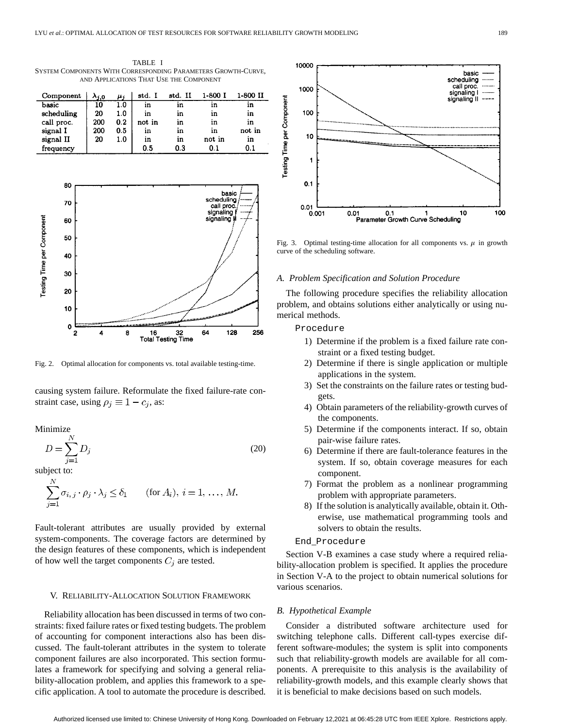TABLE I
SYSTEM COMPONENTS WITH CORRESPONDING PARAMETERS GROWTH-CURVE, AND APPLICATIONS THAT USE THE COMPONENT

| Component | $\lambda_{j,0}$ | $\mu_j$ | std. I | std. II | 1-800 I | 1-800 II |
|---|---|---|---|---|---|---|
| basic | 10 | 1.0 | in | in | in | in |
| scheduling | 20 | 1.0 | in | in | in | in |
| call proc. | 200 | 0.2 | not in | in | in | in |
| signal I | 200 | 0.5 | in | in | in | not in |
| signal II | 20 | 1.0 | in | in | not in | in |
| frequency | | | 0.5 | 0.3 | 0.1 | 0.1 |

Fig. 2. Optimal allocation for components vs. total available testing-time.

causing system failure. Reformulate the fixed failure-rate constraint case, using $\rho_j \equiv 1 - c_j$, as:

Minimize

$$D = \sum_{j=1}^{N} D_j \tag{20}$$

subject to:

$$\sum_{j=1}^{N} \sigma_{i,j} \cdot \rho_j \cdot \lambda_j \leq \delta_1 \qquad (\text{for } A_i),\ i = 1, \ldots, M.$$

Fault-tolerant attributes are usually provided by external system-components. The coverage factors are determined by the design features of these components, which is independent of how well the target components $C_j$ are tested.

## V. RELIABILITY-ALLOCATION SOLUTION FRAMEWORK

Reliability allocation has been discussed in terms of two constraints: fixed failure rates or fixed testing budgets. The problem of accounting for component interactions also has been discussed. The fault-tolerant attributes in the system to tolerate component failures are also incorporated. This section formulates a framework for specifying and solving a general reliability-allocation problem, and applies this framework to a specific application. A tool to automate the procedure is described.

Fig. 3. Optimal testing-time allocation for all components vs. $\mu$ in growth curve of the scheduling software.

### A. Problem Specification and Solution Procedure

The following procedure specifies the reliability allocation problem, and obtains solutions either analytically or using numerical methods.

```
Procedure
```

1) Determine if the problem is a fixed failure rate constraint or a fixed testing budget.
2) Determine if there is single application or multiple applications in the system.
3) Set the constraints on the failure rates or testing budgets.
4) Obtain parameters of the reliability-growth curves of the components.
5) Determine if the components interact. If so, obtain pair-wise failure rates.
6) Determine if there are fault-tolerance features in the system. If so, obtain coverage measures for each component.
7) Format the problem as a nonlinear programming problem with appropriate parameters.
8) If the solution is analytically available, obtain it. Otherwise, use mathematical programming tools and solvers to obtain the results.

```
End_Procedure
```

Section V-B examines a case study where a required reliability-allocation problem is specified. It applies the procedure in Section V-A to the project to obtain numerical solutions for various scenarios.

### B. Hypothetical Example

Consider a distributed software architecture used for switching telephone calls. Different call-types exercise different software-modules; the system is split into components such that reliability-growth models are available for all components. A prerequisite to this analysis is the availability of reliability-growth models, and this example clearly shows that it is beneficial to make decisions based on such models.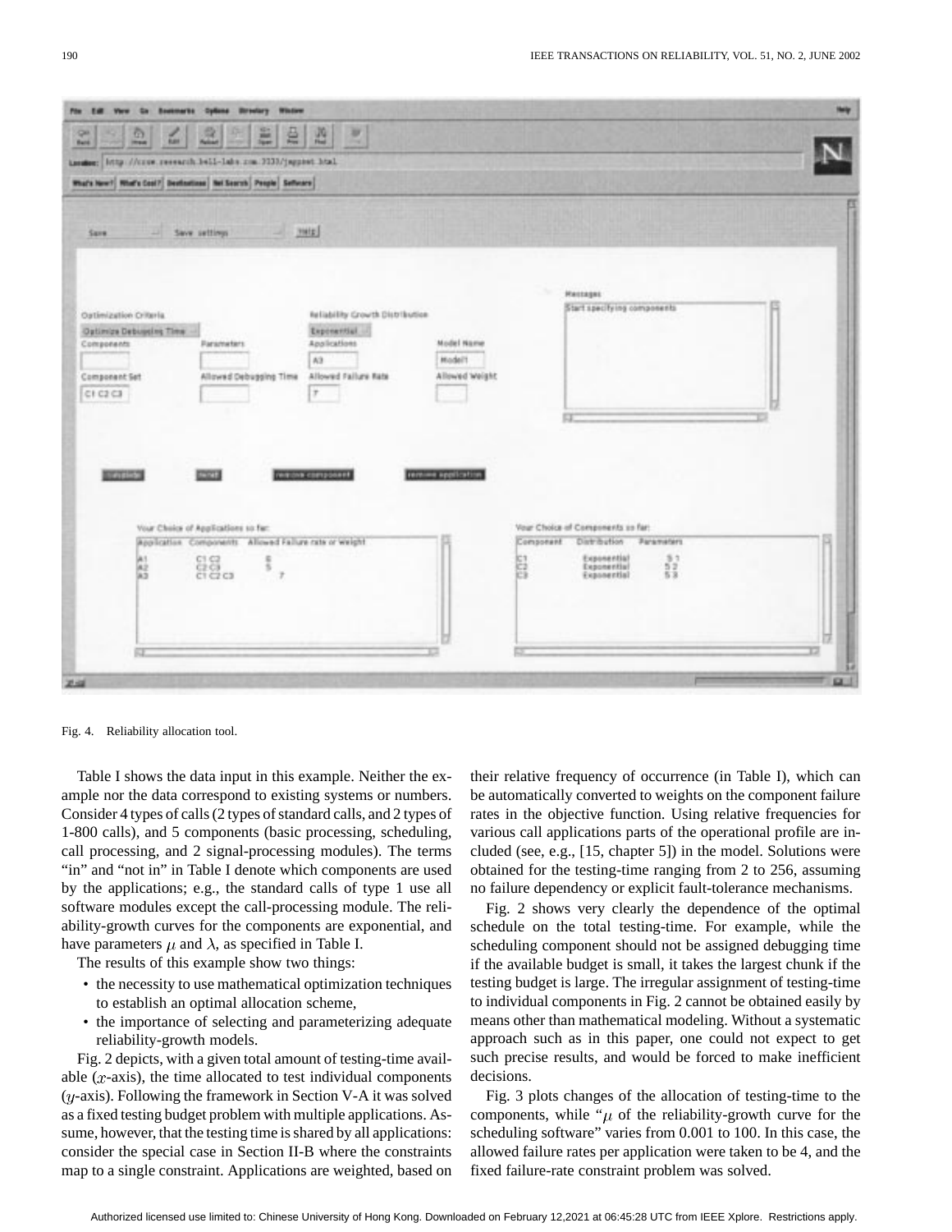Fig. 4. Reliability allocation tool.

Table I shows the data input in this example. Neither the example nor the data correspond to existing systems or numbers. Consider 4 types of calls (2 types of standard calls, and 2 types of 1-800 calls), and 5 components (basic processing, scheduling, call processing, and 2 signal-processing modules). The terms "in" and "not in" in Table I denote which components are used by the applications; e.g., the standard calls of type 1 use all software modules except the call-processing module. The reliability-growth curves for the components are exponential, and have parameters $\mu$ and $\lambda$, as specified in Table I.

The results of this example show two things:

- the necessity to use mathematical optimization techniques to establish an optimal allocation scheme,
- the importance of selecting and parameterizing adequate reliability-growth models.

Fig. 2 depicts, with a given total amount of testing-time available ($x$-axis), the time allocated to test individual components ($y$-axis). Following the framework in Section V-A it was solved as a fixed testing budget problem with multiple applications. Assume, however, that the testing time is shared by all applications: consider the special case in Section II-B where the constraints map to a single constraint. Applications are weighted, based on their relative frequency of occurrence (in Table I), which can be automatically converted to weights on the component failure rates in the objective function. Using relative frequencies for various call applications parts of the operational profile are included (see, e.g., [15, chapter 5]) in the model. Solutions were obtained for the testing-time ranging from 2 to 256, assuming no failure dependency or explicit fault-tolerance mechanisms.

Fig. 2 shows very clearly the dependence of the optimal schedule on the total testing-time. For example, while the scheduling component should not be assigned debugging time if the available budget is small, it takes the largest chunk if the testing budget is large. The irregular assignment of testing-time to individual components in Fig. 2 cannot be obtained easily by means other than mathematical modeling. Without a systematic approach such as in this paper, one could not expect to get such precise results, and would be forced to make inefficient decisions.

Fig. 3 plots changes of the allocation of testing-time to the components, while "$\mu$ of the reliability-growth curve for the scheduling software" varies from 0.001 to 100. In this case, the allowed failure rates per application were taken to be 4, and the fixed failure-rate constraint problem was solved.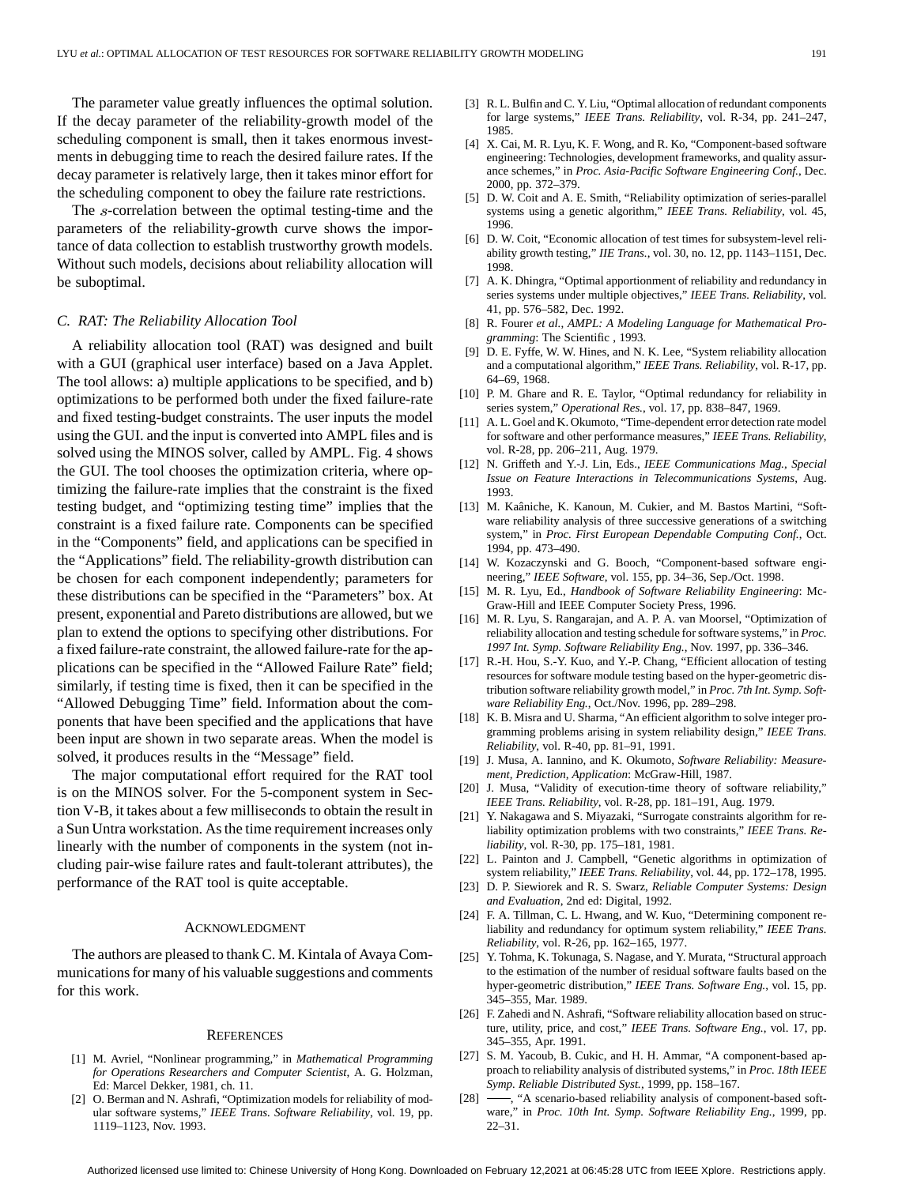The parameter value greatly influences the optimal solution. If the decay parameter of the reliability-growth model of the scheduling component is small, then it takes enormous investments in debugging time to reach the desired failure rates. If the decay parameter is relatively large, then it takes minor effort for the scheduling component to obey the failure rate restrictions.

The $s$-correlation between the optimal testing-time and the parameters of the reliability-growth curve shows the importance of data collection to establish trustworthy growth models. Without such models, decisions about reliability allocation will be suboptimal.

### C. RAT: The Reliability Allocation Tool

A reliability allocation tool (RAT) was designed and built with a GUI (graphical user interface) based on a Java Applet. The tool allows: a) multiple applications to be specified, and b) optimizations to be performed both under the fixed failure-rate and fixed testing-budget constraints. The user inputs the model using the GUI. and the input is converted into AMPL files and is solved using the MINOS solver, called by AMPL. Fig. 4 shows the GUI. The tool chooses the optimization criteria, where optimizing the failure-rate implies that the constraint is the fixed testing budget, and "optimizing testing time" implies that the constraint is a fixed failure rate. Components can be specified in the "Components" field, and applications can be specified in the "Applications" field. The reliability-growth distribution can be chosen for each component independently; parameters for these distributions can be specified in the "Parameters" box. At present, exponential and Pareto distributions are allowed, but we plan to extend the options to specifying other distributions. For a fixed failure-rate constraint, the allowed failure-rate for the applications can be specified in the "Allowed Failure Rate" field; similarly, if testing time is fixed, then it can be specified in the "Allowed Debugging Time" field. Information about the components that have been specified and the applications that have been input are shown in two separate areas. When the model is solved, it produces results in the "Message" field.

The major computational effort required for the RAT tool is on the MINOS solver. For the 5-component system in Section V-B, it takes about a few milliseconds to obtain the result in a Sun Untra workstation. As the time requirement increases only linearly with the number of components in the system (not including pair-wise failure rates and fault-tolerant attributes), the performance of the RAT tool is quite acceptable.

## Acknowledgment

The authors are pleased to thank C. M. Kintala of Avaya Communications for many of his valuable suggestions and comments for this work.

## References

[1] M. Avriel, "Nonlinear programming," in *Mathematical Programming for Operations Researchers and Computer Scientist*, A. G. Holzman, Ed: Marcel Dekker, 1981, ch. 11.

[2] O. Berman and N. Ashrafi, "Optimization models for reliability of modular software systems," *IEEE Trans. Software Reliability*, vol. 19, pp. 1119–1123, Nov. 1993.

[3] R. L. Bulfin and C. Y. Liu, "Optimal allocation of redundant components for large systems," *IEEE Trans. Reliability*, vol. R-34, pp. 241–247, 1985.

[4] X. Cai, M. R. Lyu, K. F. Wong, and R. Ko, "Component-based software engineering: Technologies, development frameworks, and quality assurance schemes," in *Proc. Asia-Pacific Software Engineering Conf.*, Dec. 2000, pp. 372–379.

[5] D. W. Coit and A. E. Smith, "Reliability optimization of series-parallel systems using a genetic algorithm," *IEEE Trans. Reliability*, vol. 45, 1996.

[6] D. W. Coit, "Economic allocation of test times for subsystem-level reliability growth testing," *IIE Trans.*, vol. 30, no. 12, pp. 1143–1151, Dec. 1998.

[7] A. K. Dhingra, "Optimal apportionment of reliability and redundancy in series systems under multiple objectives," *IEEE Trans. Reliability*, vol. 41, pp. 576–582, Dec. 1992.

[8] R. Fourer *et al.*, *AMPL: A Modeling Language for Mathematical Programming*: The Scientific , 1993.

[9] D. E. Fyffe, W. W. Hines, and N. K. Lee, "System reliability allocation and a computational algorithm," *IEEE Trans. Reliability*, vol. R-17, pp. 64–69, 1968.

[10] P. M. Ghare and R. E. Taylor, "Optimal redundancy for reliability in series system," *Operational Res.*, vol. 17, pp. 838–847, 1969.

[11] A. L. Goel and K. Okumoto, "Time-dependent error detection rate model for software and other performance measures," *IEEE Trans. Reliability*, vol. R-28, pp. 206–211, Aug. 1979.

[12] N. Griffeth and Y.-J. Lin, Eds., *IEEE Communications Mag., Special Issue on Feature Interactions in Telecommunications Systems*, Aug. 1993.

[13] M. Kaâniche, K. Kanoun, M. Cukier, and M. Bastos Martini, "Software reliability analysis of three successive generations of a switching system," in *Proc. First European Dependable Computing Conf.*, Oct. 1994, pp. 473–490.

[14] W. Kozaczynski and G. Booch, "Component-based software engineering," *IEEE Software*, vol. 155, pp. 34–36, Sep./Oct. 1998.

[15] M. R. Lyu, Ed., *Handbook of Software Reliability Engineering*: McGraw-Hill and IEEE Computer Society Press, 1996.

[16] M. R. Lyu, S. Rangarajan, and A. P. A. van Moorsel, "Optimization of reliability allocation and testing schedule for software systems," in *Proc. 1997 Int. Symp. Software Reliability Eng.*, Nov. 1997, pp. 336–346.

[17] R.-H. Hou, S.-Y. Kuo, and Y.-P. Chang, "Efficient allocation of testing resources for software module testing based on the hyper-geometric distribution software reliability growth model," in *Proc. 7th Int. Symp. Software Reliability Eng.*, Oct./Nov. 1996, pp. 289–298.

[18] K. B. Misra and U. Sharma, "An efficient algorithm to solve integer programming problems arising in system reliability design," *IEEE Trans. Reliability*, vol. R-40, pp. 81–91, 1991.

[19] J. Musa, A. Iannino, and K. Okumoto, *Software Reliability: Measurement, Prediction, Application*: McGraw-Hill, 1987.

[20] J. Musa, "Validity of execution-time theory of software reliability," *IEEE Trans. Reliability*, vol. R-28, pp. 181–191, Aug. 1979.

[21] Y. Nakagawa and S. Miyazaki, "Surrogate constraints algorithm for reliability optimization problems with two constraints," *IEEE Trans. Reliability*, vol. R-30, pp. 175–181, 1981.

[22] L. Painton and J. Campbell, "Genetic algorithms in optimization of system reliability," *IEEE Trans. Reliability*, vol. 44, pp. 172–178, 1995.

[23] D. P. Siewiorek and R. S. Swarz, *Reliable Computer Systems: Design and Evaluation*, 2nd ed: Digital, 1992.

[24] F. A. Tillman, C. L. Hwang, and W. Kuo, "Determining component reliability and redundancy for optimum system reliability," *IEEE Trans. Reliability*, vol. R-26, pp. 162–165, 1977.

[25] Y. Tohma, K. Tokunaga, S. Nagase, and Y. Murata, "Structural approach to the estimation of the number of residual software faults based on the hyper-geometric distribution," *IEEE Trans. Software Eng.*, vol. 15, pp. 345–355, Mar. 1989.

[26] F. Zahedi and N. Ashrafi, "Software reliability allocation based on structure, utility, price, and cost," *IEEE Trans. Software Eng.*, vol. 17, pp. 345–355, Apr. 1991.

[27] S. M. Yacoub, B. Cukic, and H. H. Ammar, "A component-based approach to reliability analysis of distributed systems," in *Proc. 18th IEEE Symp. Reliable Distributed Syst.*, 1999, pp. 158–167.

[28] ——, "A scenario-based reliability analysis of component-based software," in *Proc. 10th Int. Symp. Software Reliability Eng.*, 1999, pp. 22–31.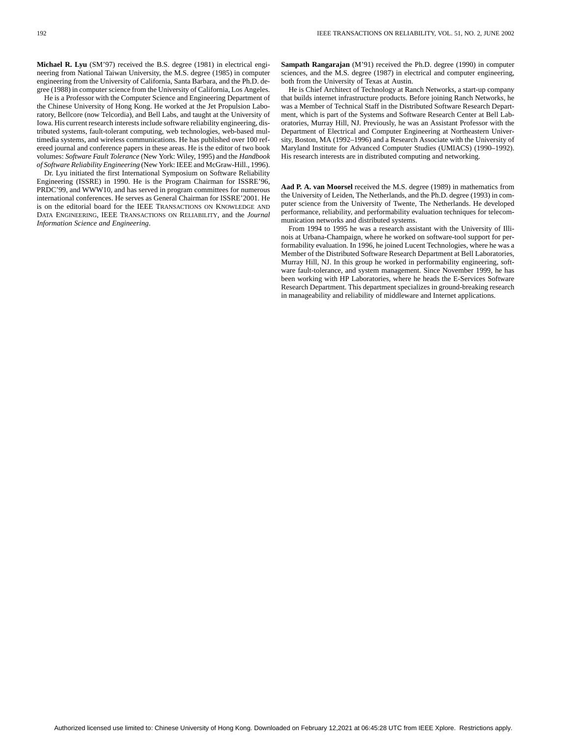**Michael R. Lyu** (SM'97) received the B.S. degree (1981) in electrical engineering from National Taiwan University, the M.S. degree (1985) in computer engineering from the University of California, Santa Barbara, and the Ph.D. degree (1988) in computer science from the University of California, Los Angeles.

He is a Professor with the Computer Science and Engineering Department of the Chinese University of Hong Kong. He worked at the Jet Propulsion Laboratory, Bellcore (now Telcordia), and Bell Labs, and taught at the University of Iowa. His current research interests include software reliability engineering, distributed systems, fault-tolerant computing, web technologies, web-based multimedia systems, and wireless communications. He has published over 100 refereed journal and conference papers in these areas. He is the editor of two book volumes: *Software Fault Tolerance* (New York: Wiley, 1995) and the *Handbook of Software Reliability Engineering* (New York: IEEE and McGraw-Hill., 1996).

Dr. Lyu initiated the first International Symposium on Software Reliability Engineering (ISSRE) in 1990. He is the Program Chairman for ISSRE'96, PRDC'99, and WWW10, and has served in program committees for numerous international conferences. He serves as General Chairman for ISSRE'2001. He is on the editorial board for the IEEE TRANSACTIONS ON KNOWLEDGE AND DATA ENGINEERING, IEEE TRANSACTIONS ON RELIABILITY, and the *Journal Information Science and Engineering*.

**Sampath Rangarajan** (M'91) received the Ph.D. degree (1990) in computer sciences, and the M.S. degree (1987) in electrical and computer engineering, both from the University of Texas at Austin.

He is Chief Architect of Technology at Ranch Networks, a start-up company that builds internet infrastructure products. Before joining Ranch Networks, he was a Member of Technical Staff in the Distributed Software Research Department, which is part of the Systems and Software Research Center at Bell Laboratories, Murray Hill, NJ. Previously, he was an Assistant Professor with the Department of Electrical and Computer Engineering at Northeastern University, Boston, MA (1992–1996) and a Research Associate with the University of Maryland Institute for Advanced Computer Studies (UMIACS) (1990–1992). His research interests are in distributed computing and networking.

**Aad P. A. van Moorsel** received the M.S. degree (1989) in mathematics from the University of Leiden, The Netherlands, and the Ph.D. degree (1993) in computer science from the University of Twente, The Netherlands. He developed performance, reliability, and performability evaluation techniques for telecommunication networks and distributed systems.

From 1994 to 1995 he was a research assistant with the University of Illinois at Urbana-Champaign, where he worked on software-tool support for performability evaluation. In 1996, he joined Lucent Technologies, where he was a Member of the Distributed Software Research Department at Bell Laboratories, Murray Hill, NJ. In this group he worked in performability engineering, software fault-tolerance, and system management. Since November 1999, he has been working with HP Laboratories, where he heads the E-Services Software Research Department. This department specializes in ground-breaking research in manageability and reliability of middleware and Internet applications.